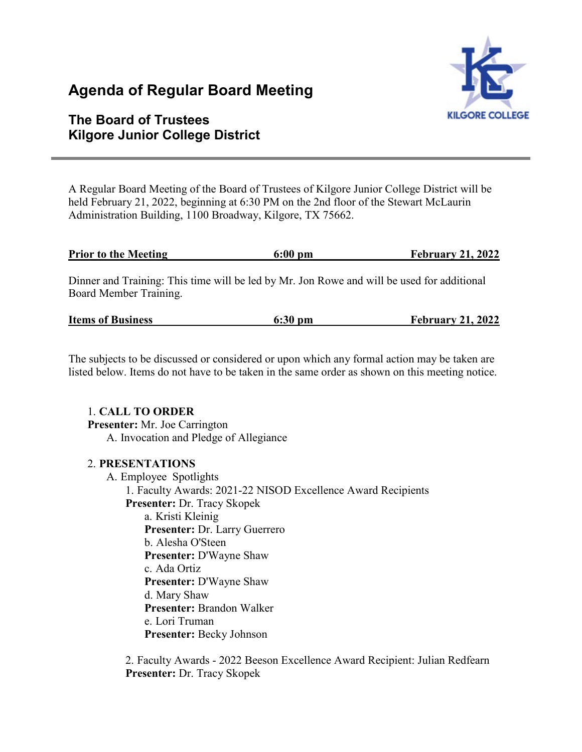# Agenda of Regular Board Meeting

## The Board of Trustees
## Kilgore Junior College District

A Regular Board Meeting of the Board of Trustees of Kilgore Junior College District will be held February 21, 2022, beginning at 6:30 PM on the 2nd floor of the Stewart McLaurin Administration Building, 1100 Broadway, Kilgore, TX 75662.

| **Prior to the Meeting** | **6:00 pm** | **February 21, 2022** |
|---|---|---|

Dinner and Training: This time will be led by Mr. Jon Rowe and will be used for additional Board Member Training.

| **Items of Business** | **6:30 pm** | **February 21, 2022** |
|---|---|---|

The subjects to be discussed or considered or upon which any formal action may be taken are listed below. Items do not have to be taken in the same order as shown on this meeting notice.

1. **CALL TO ORDER**
   **Presenter:** Mr. Joe Carrington
   A. Invocation and Pledge of Allegiance

2. **PRESENTATIONS**
   A. Employee Spotlights
      1. Faculty Awards: 2021-22 NISOD Excellence Award Recipients
      **Presenter:** Dr. Tracy Skopek
         a. Kristi Kleinig
         **Presenter:** Dr. Larry Guerrero
         b. Alesha O'Steen
         **Presenter:** D'Wayne Shaw
         c. Ada Ortiz
         **Presenter:** D'Wayne Shaw
         d. Mary Shaw
         **Presenter:** Brandon Walker
         e. Lori Truman
         **Presenter:** Becky Johnson

      2. Faculty Awards - 2022 Beeson Excellence Award Recipient: Julian Redfearn
      **Presenter:** Dr. Tracy Skopek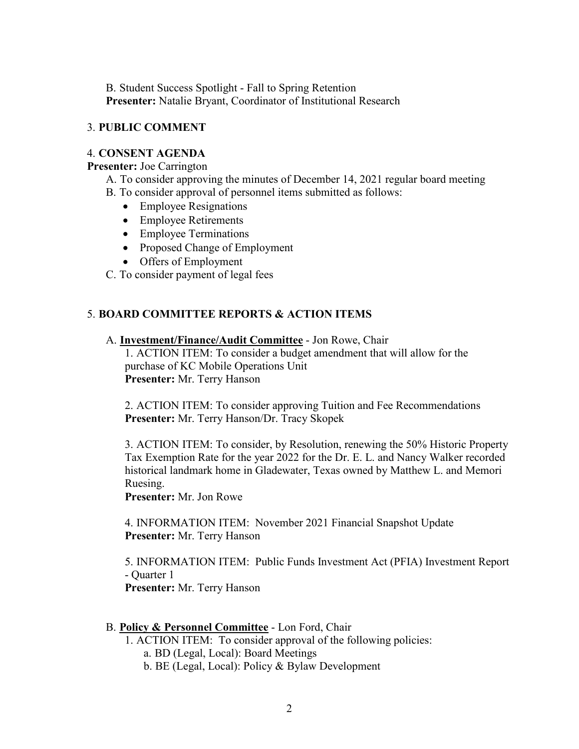B. Student Success Spotlight - Fall to Spring Retention
**Presenter:** Natalie Bryant, Coordinator of Institutional Research

3. **PUBLIC COMMENT**

4. **CONSENT AGENDA**

**Presenter:** Joe Carrington

A. To consider approving the minutes of December 14, 2021 regular board meeting

B. To consider approval of personnel items submitted as follows:

- Employee Resignations
- Employee Retirements
- Employee Terminations
- Proposed Change of Employment
- Offers of Employment

C. To consider payment of legal fees

5. **BOARD COMMITTEE REPORTS & ACTION ITEMS**

A. **Investment/Finance/Audit Committee** - Jon Rowe, Chair

1. ACTION ITEM: To consider a budget amendment that will allow for the purchase of KC Mobile Operations Unit
**Presenter:** Mr. Terry Hanson

2. ACTION ITEM: To consider approving Tuition and Fee Recommendations
**Presenter:** Mr. Terry Hanson/Dr. Tracy Skopek

3. ACTION ITEM: To consider, by Resolution, renewing the 50% Historic Property Tax Exemption Rate for the year 2022 for the Dr. E. L. and Nancy Walker recorded historical landmark home in Gladewater, Texas owned by Matthew L. and Memori Ruesing.
**Presenter:** Mr. Jon Rowe

4. INFORMATION ITEM: November 2021 Financial Snapshot Update
**Presenter:** Mr. Terry Hanson

5. INFORMATION ITEM: Public Funds Investment Act (PFIA) Investment Report - Quarter 1
**Presenter:** Mr. Terry Hanson

B. **Policy & Personnel Committee** - Lon Ford, Chair

1. ACTION ITEM: To consider approval of the following policies:
   a. BD (Legal, Local): Board Meetings
   b. BE (Legal, Local): Policy & Bylaw Development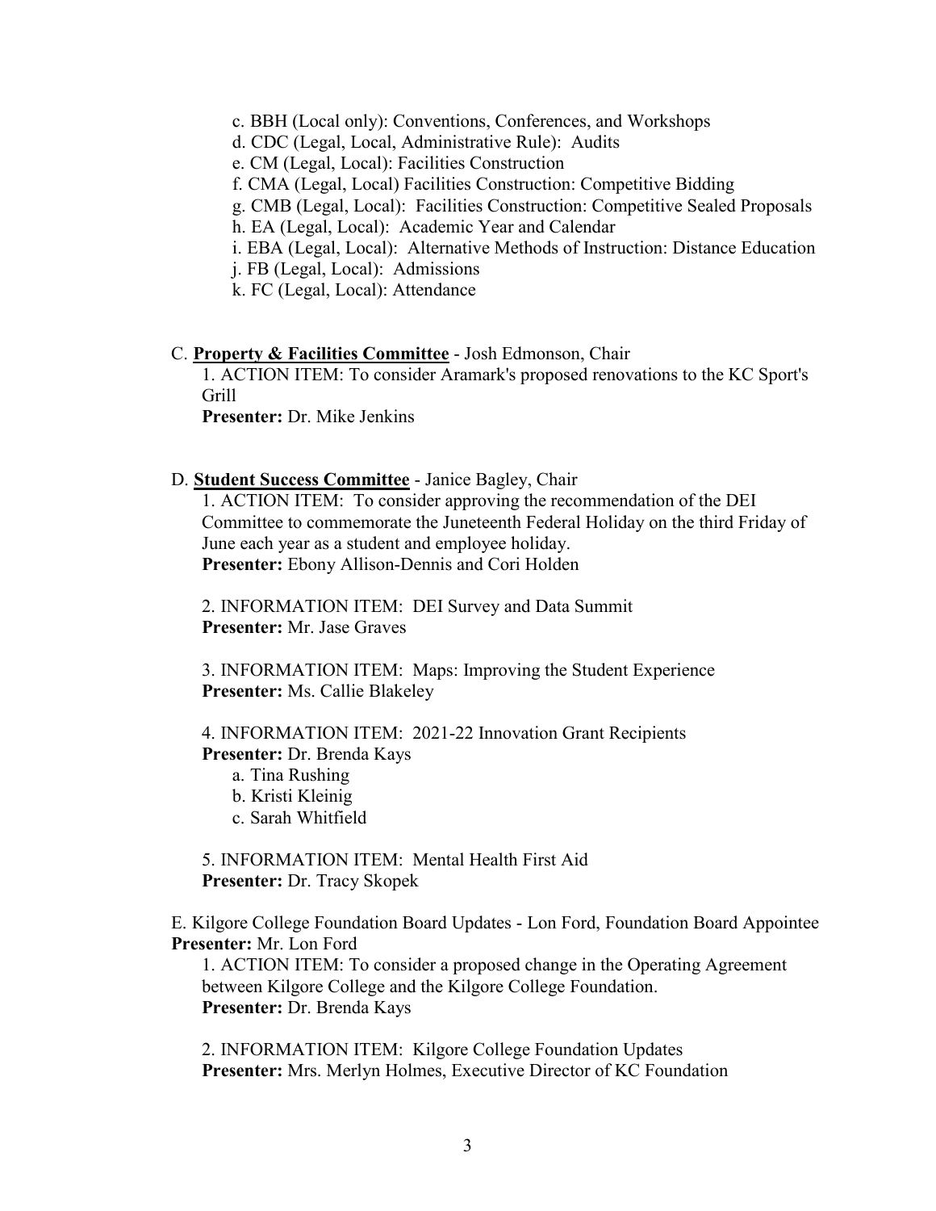c. BBH (Local only): Conventions, Conferences, and Workshops  
d. CDC (Legal, Local, Administrative Rule): Audits  
e. CM (Legal, Local): Facilities Construction  
f. CMA (Legal, Local) Facilities Construction: Competitive Bidding  
g. CMB (Legal, Local): Facilities Construction: Competitive Sealed Proposals  
h. EA (Legal, Local): Academic Year and Calendar  
i. EBA (Legal, Local): Alternative Methods of Instruction: Distance Education  
j. FB (Legal, Local): Admissions  
k. FC (Legal, Local): Attendance

C. **Property & Facilities Committee** - Josh Edmonson, Chair

1. ACTION ITEM: To consider Aramark's proposed renovations to the KC Sport's Grill  
**Presenter:** Dr. Mike Jenkins

D. **Student Success Committee** - Janice Bagley, Chair

1. ACTION ITEM: To consider approving the recommendation of the DEI Committee to commemorate the Juneteenth Federal Holiday on the third Friday of June each year as a student and employee holiday.  
**Presenter:** Ebony Allison-Dennis and Cori Holden

2. INFORMATION ITEM: DEI Survey and Data Summit  
**Presenter:** Mr. Jase Graves

3. INFORMATION ITEM: Maps: Improving the Student Experience  
**Presenter:** Ms. Callie Blakeley

4. INFORMATION ITEM: 2021-22 Innovation Grant Recipients  
**Presenter:** Dr. Brenda Kays  
a. Tina Rushing  
b. Kristi Kleinig  
c. Sarah Whitfield

5. INFORMATION ITEM: Mental Health First Aid  
**Presenter:** Dr. Tracy Skopek

E. Kilgore College Foundation Board Updates - Lon Ford, Foundation Board Appointee  
**Presenter:** Mr. Lon Ford

1. ACTION ITEM: To consider a proposed change in the Operating Agreement between Kilgore College and the Kilgore College Foundation.  
**Presenter:** Dr. Brenda Kays

2. INFORMATION ITEM: Kilgore College Foundation Updates  
**Presenter:** Mrs. Merlyn Holmes, Executive Director of KC Foundation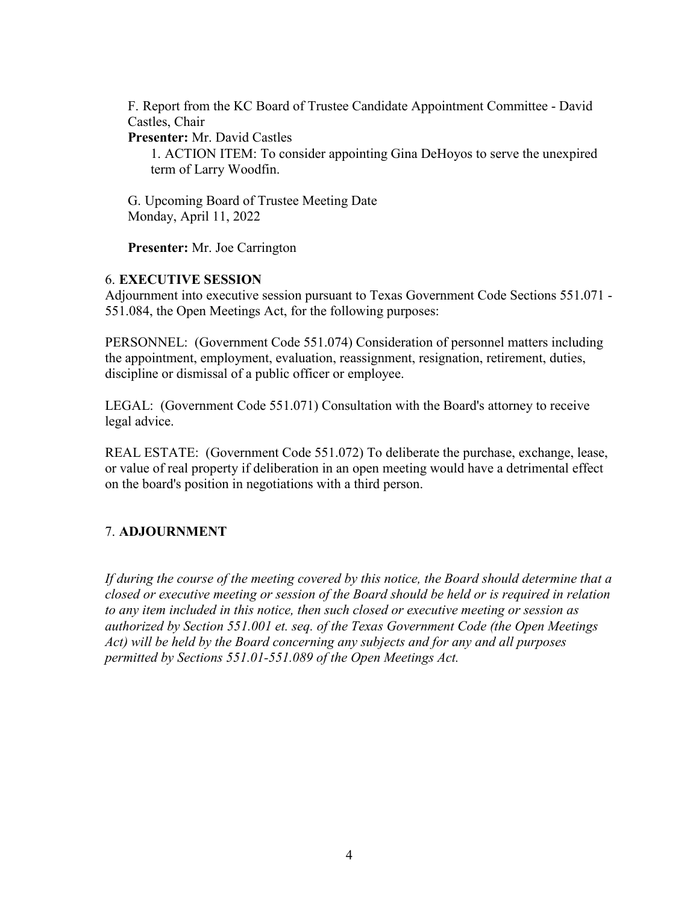F. Report from the KC Board of Trustee Candidate Appointment Committee - David Castles, Chair

**Presenter:** Mr. David Castles

1. ACTION ITEM: To consider appointing Gina DeHoyos to serve the unexpired term of Larry Woodfin.

G. Upcoming Board of Trustee Meeting Date
Monday, April 11, 2022

**Presenter:** Mr. Joe Carrington

6. **EXECUTIVE SESSION**

Adjournment into executive session pursuant to Texas Government Code Sections 551.071 - 551.084, the Open Meetings Act, for the following purposes:

PERSONNEL: (Government Code 551.074) Consideration of personnel matters including the appointment, employment, evaluation, reassignment, resignation, retirement, duties, discipline or dismissal of a public officer or employee.

LEGAL: (Government Code 551.071) Consultation with the Board's attorney to receive legal advice.

REAL ESTATE: (Government Code 551.072) To deliberate the purchase, exchange, lease, or value of real property if deliberation in an open meeting would have a detrimental effect on the board's position in negotiations with a third person.

7. **ADJOURNMENT**

*If during the course of the meeting covered by this notice, the Board should determine that a closed or executive meeting or session of the Board should be held or is required in relation to any item included in this notice, then such closed or executive meeting or session as authorized by Section 551.001 et. seq. of the Texas Government Code (the Open Meetings Act) will be held by the Board concerning any subjects and for any and all purposes permitted by Sections 551.01-551.089 of the Open Meetings Act.*